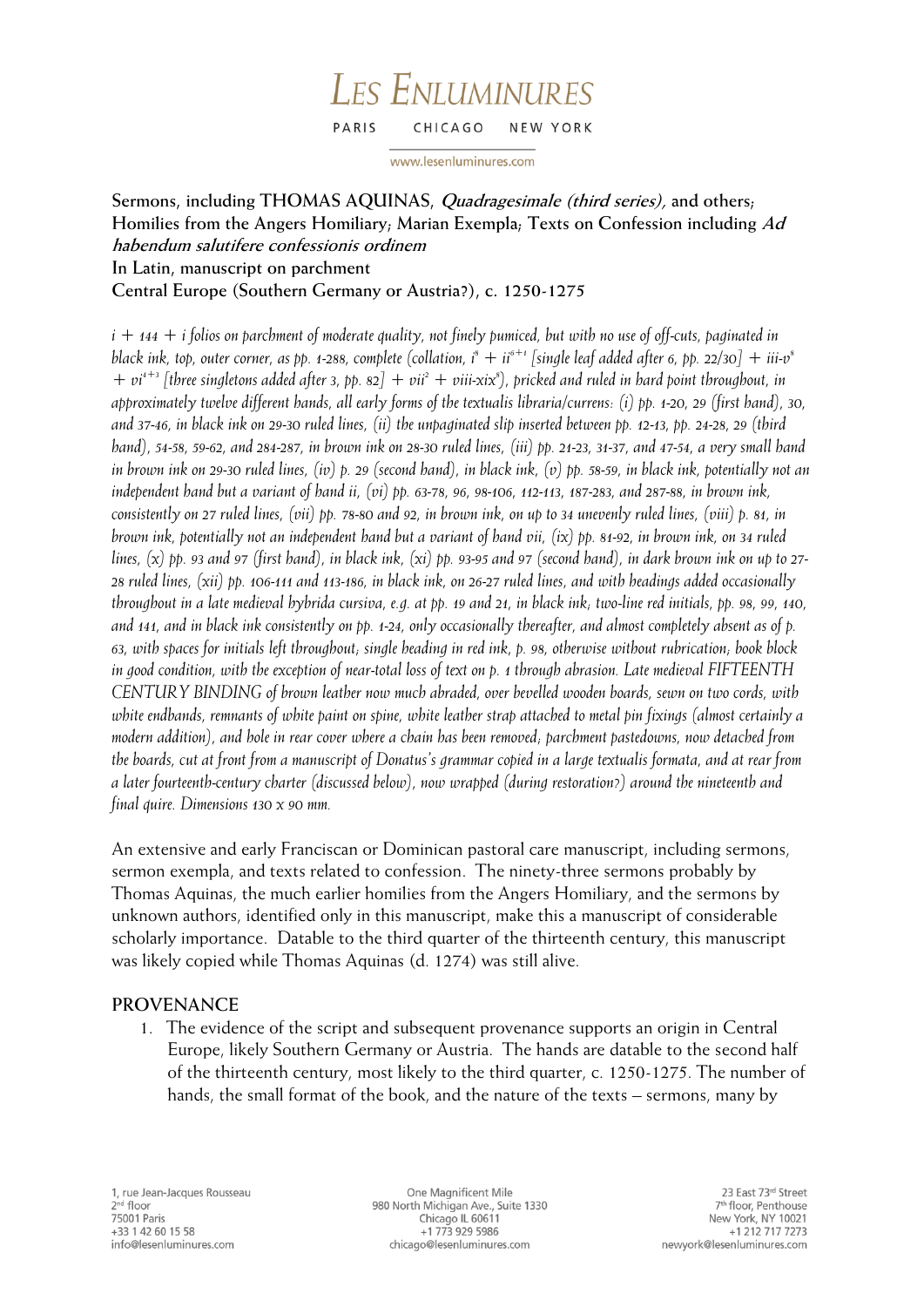# LES ENLUMINURES

PARIS CHICAGO NEW YORK

www.lesenluminures.com

**Sermons, including THOMAS AQUINAS, *Quadragesimale (third series)*, and others; Homilies from the Angers Homiliary; Marian Exempla; Texts on Confession including *Ad habendum salutifere confessionis ordinem***
**In Latin, manuscript on parchment**
**Central Europe (Southern Germany or Austria?), c. 1250-1275**

*i + 144 + i folios on parchment of moderate quality, not finely pumiced, but with no use of off-cuts, paginated in black ink, top, outer corner, as pp. 1-288, complete (collation, $i^8$ + $ii^{6+1}$ [single leaf added after 6, pp. 22/30] + iii-$v^8$ + $vi^{4+3}$ [three singletons added after 3, pp. 82] + $vii^2$ + viii-$xix^8$), pricked and ruled in hard point throughout, in approximately twelve different hands, all early forms of the textualis libraria/currens: (i) pp. 1-20, 29 (first hand), 30, and 37-46, in black ink on 29-30 ruled lines, (ii) the unpaginated slip inserted between pp. 12-13, pp. 24-28, 29 (third hand), 54-58, 59-62, and 284-287, in brown ink on 28-30 ruled lines, (iii) pp. 21-23, 31-37, and 47-54, a very small hand in brown ink on 29-30 ruled lines, (iv) p. 29 (second hand), in black ink, (v) pp. 58-59, in black ink, potentially not an independent hand but a variant of hand ii, (vi) pp. 63-78, 96, 98-106, 112-113, 187-283, and 287-88, in brown ink, consistently on 27 ruled lines, (vii) pp. 78-80 and 92, in brown ink, on up to 34 unevenly ruled lines, (viii) p. 81, in brown ink, potentially not an independent hand but a variant of hand vii, (ix) pp. 81-92, in brown ink, on 34 ruled lines, (x) pp. 93 and 97 (first hand), in black ink, (xi) pp. 93-95 and 97 (second hand), in dark brown ink on up to 27-28 ruled lines, (xii) pp. 106-111 and 113-186, in black ink, on 26-27 ruled lines, and with headings added occasionally throughout in a late medieval hybrida cursiva, e.g. at pp. 19 and 21, in black ink; two-line red initials, pp. 98, 99, 140, and 141, and in black ink consistently on pp. 1-24, only occasionally thereafter, and almost completely absent as of p. 63, with spaces for initials left throughout; single heading in red ink, p. 98, otherwise without rubrication; book block in good condition, with the exception of near-total loss of text on p. 1 through abrasion. Late medieval FIFTEENTH CENTURY BINDING of brown leather now much abraded, over bevelled wooden boards, sewn on two cords, with white endbands, remnants of white paint on spine, white leather strap attached to metal pin fixings (almost certainly a modern addition), and hole in rear cover where a chain has been removed; parchment pastedowns, now detached from the boards, cut at front from a manuscript of Donatus's grammar copied in a large textualis formata, and at rear from a later fourteenth-century charter (discussed below), now wrapped (during restoration?) around the nineteenth and final quire. Dimensions 130 x 90 mm.*

An extensive and early Franciscan or Dominican pastoral care manuscript, including sermons, sermon exempla, and texts related to confession. The ninety-three sermons probably by Thomas Aquinas, the much earlier homilies from the Angers Homiliary, and the sermons by unknown authors, identified only in this manuscript, make this a manuscript of considerable scholarly importance. Datable to the third quarter of the thirteenth century, this manuscript was likely copied while Thomas Aquinas (d. 1274) was still alive.

## PROVENANCE

1. The evidence of the script and subsequent provenance supports an origin in Central Europe, likely Southern Germany or Austria. The hands are datable to the second half of the thirteenth century, most likely to the third quarter, c. 1250-1275. The number of hands, the small format of the book, and the nature of the texts – sermons, many by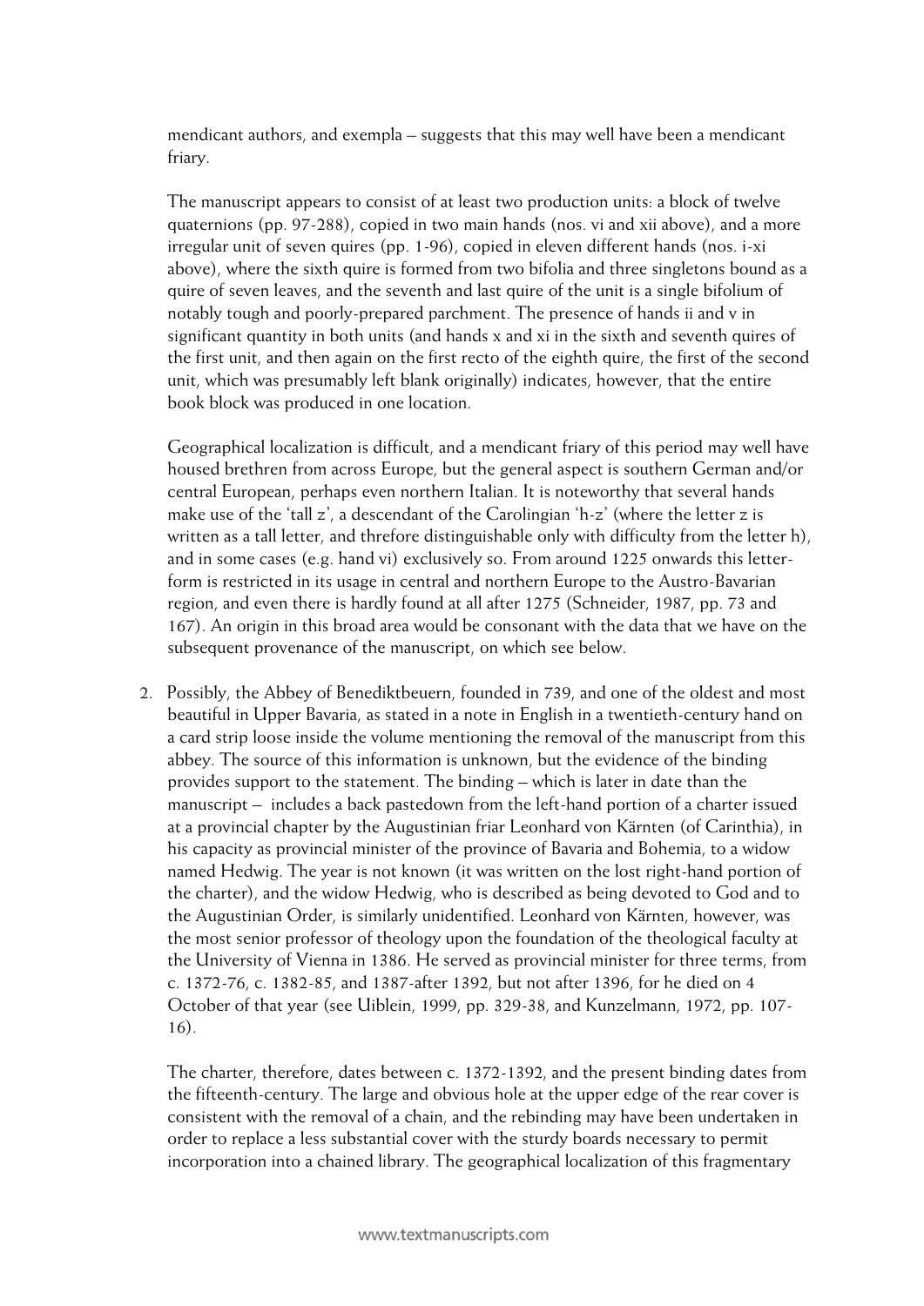mendicant authors, and exempla – suggests that this may well have been a mendicant friary.

The manuscript appears to consist of at least two production units: a block of twelve quaternions (pp. 97-288), copied in two main hands (nos. vi and xii above), and a more irregular unit of seven quires (pp. 1-96), copied in eleven different hands (nos. i-xi above), where the sixth quire is formed from two bifolia and three singletons bound as a quire of seven leaves, and the seventh and last quire of the unit is a single bifolium of notably tough and poorly-prepared parchment. The presence of hands ii and v in significant quantity in both units (and hands x and xi in the sixth and seventh quires of the first unit, and then again on the first recto of the eighth quire, the first of the second unit, which was presumably left blank originally) indicates, however, that the entire book block was produced in one location.

Geographical localization is difficult, and a mendicant friary of this period may well have housed brethren from across Europe, but the general aspect is southern German and/or central European, perhaps even northern Italian. It is noteworthy that several hands make use of the 'tall z', a descendant of the Carolingian 'h-z' (where the letter z is written as a tall letter, and threfore distinguishable only with difficulty from the letter h), and in some cases (e.g. hand vi) exclusively so. From around 1225 onwards this letter-form is restricted in its usage in central and northern Europe to the Austro-Bavarian region, and even there is hardly found at all after 1275 (Schneider, 1987, pp. 73 and 167). An origin in this broad area would be consonant with the data that we have on the subsequent provenance of the manuscript, on which see below.

2. Possibly, the Abbey of Benediktbeuern, founded in 739, and one of the oldest and most beautiful in Upper Bavaria, as stated in a note in English in a twentieth-century hand on a card strip loose inside the volume mentioning the removal of the manuscript from this abbey. The source of this information is unknown, but the evidence of the binding provides support to the statement. The binding – which is later in date than the manuscript – includes a back pastedown from the left-hand portion of a charter issued at a provincial chapter by the Augustinian friar Leonhard von Kärnten (of Carinthia), in his capacity as provincial minister of the province of Bavaria and Bohemia, to a widow named Hedwig. The year is not known (it was written on the lost right-hand portion of the charter), and the widow Hedwig, who is described as being devoted to God and to the Augustinian Order, is similarly unidentified. Leonhard von Kärnten, however, was the most senior professor of theology upon the foundation of the theological faculty at the University of Vienna in 1386. He served as provincial minister for three terms, from c. 1372-76, c. 1382-85, and 1387-after 1392, but not after 1396, for he died on 4 October of that year (see Uiblein, 1999, pp. 329-38, and Kunzelmann, 1972, pp. 107-16).

   The charter, therefore, dates between c. 1372-1392, and the present binding dates from the fifteenth-century. The large and obvious hole at the upper edge of the rear cover is consistent with the removal of a chain, and the rebinding may have been undertaken in order to replace a less substantial cover with the sturdy boards necessary to permit incorporation into a chained library. The geographical localization of this fragmentary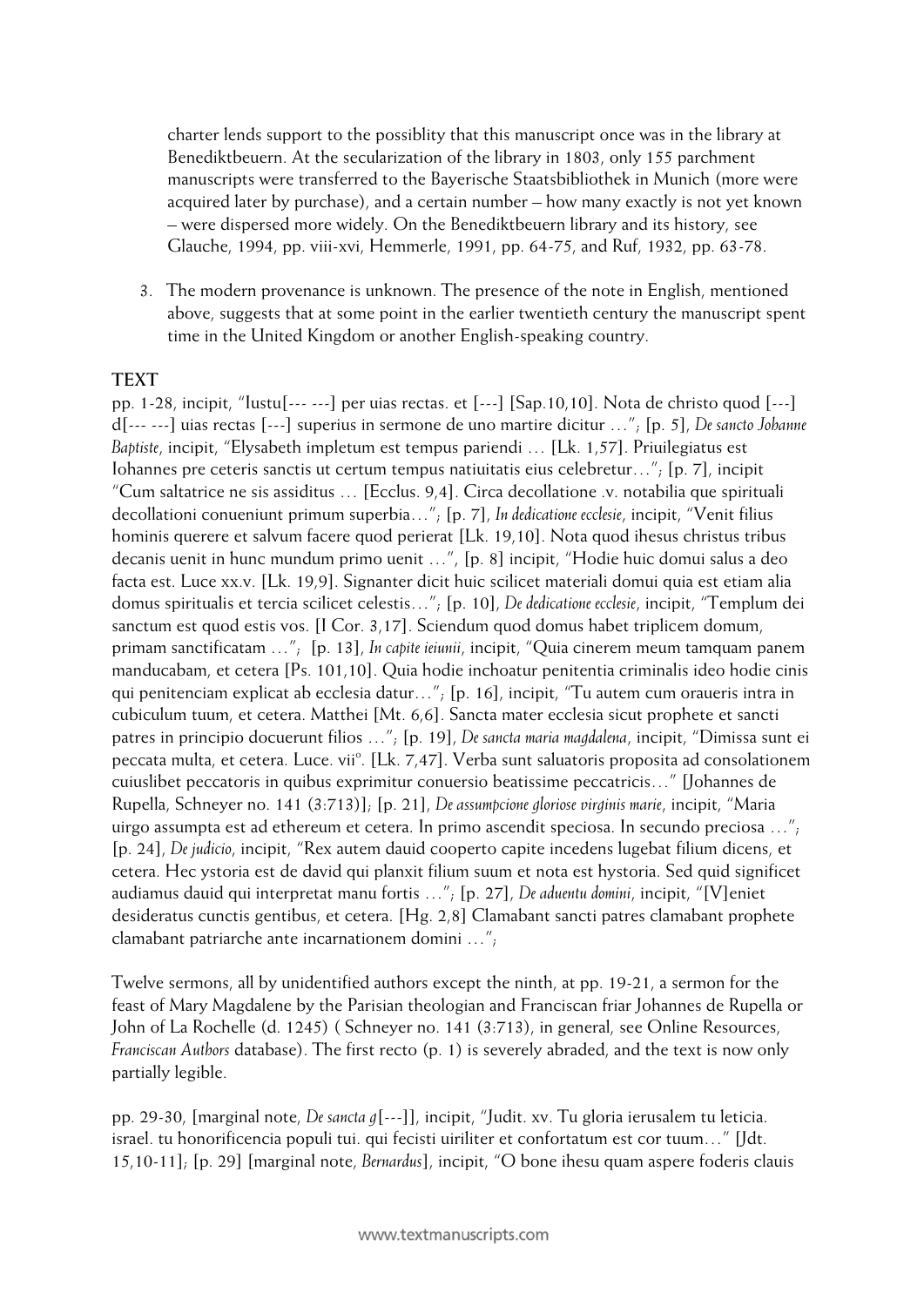charter lends support to the possiblity that this manuscript once was in the library at Benediktbeuern. At the secularization of the library in 1803, only 155 parchment manuscripts were transferred to the Bayerische Staatsbibliothek in Munich (more were acquired later by purchase), and a certain number – how many exactly is not yet known – were dispersed more widely. On the Benediktbeuern library and its history, see Glauche, 1994, pp. viii-xvi, Hemmerle, 1991, pp. 64-75, and Ruf, 1932, pp. 63-78.

3. The modern provenance is unknown. The presence of the note in English, mentioned above, suggests that at some point in the earlier twentieth century the manuscript spent time in the United Kingdom or another English-speaking country.

## TEXT

pp. 1-28, incipit, "Iustu[--- ---] per uias rectas. et [---] [Sap.10,10]. Nota de christo quod [---] d[--- ---] uias rectas [---] superius in sermone de uno martire dicitur …"; [p. 5], *De sancto Johanne Baptiste*, incipit, "Elysabeth impletum est tempus pariendi … [Lk. 1,57]. Priuilegiatus est Iohannes pre ceteris sanctis ut certum tempus natiuitatis eius celebretur…"; [p. 7], incipit "Cum saltatrice ne sis assiditus … [Ecclus. 9,4]. Circa decollatione .v. notabilia que spirituali decollationi conueniunt primum superbia…"; [p. 7], *In dedicatione ecclesie*, incipit, "Venit filius hominis querere et salvum facere quod perierat [Lk. 19,10]. Nota quod ihesus christus tribus decanis uenit in hunc mundum primo uenit …", [p. 8] incipit, "Hodie huic domui salus a deo facta est. Luce xx.v. [Lk. 19,9]. Signanter dicit huic scilicet materiali domui quia est etiam alia domus spiritualis et tercia scilicet celestis…"; [p. 10], *De dedicatione ecclesie*, incipit, "Templum dei sanctum est quod estis vos. [I Cor. 3,17]. Sciendum quod domus habet triplicem domum, primam sanctificatam …"; [p. 13], *In capite ieiunii*, incipit, "Quia cinerem meum tamquam panem manducabam, et cetera [Ps. 101,10]. Quia hodie inchoatur penitentia criminalis ideo hodie cinis qui penitenciam explicat ab ecclesia datur…"; [p. 16], incipit, "Tu autem cum oraueris intra in cubiculum tuum, et cetera. Matthei [Mt. 6,6]. Sancta mater ecclesia sicut prophete et sancti patres in principio docuerunt filios …"; [p. 19], *De sancta maria magdalena*, incipit, "Dimissa sunt ei peccata multa, et cetera. Luce. vii°. [Lk. 7,47]. Verba sunt saluatoris proposita ad consolationem cuiuslibet peccatoris in quibus exprimitur conuersio beatissime peccatricis…" [Johannes de Rupella, Schneyer no. 141 (3:713)]; [p. 21], *De assumpcione gloriose virginis marie*, incipit, "Maria uirgo assumpta est ad ethereum et cetera. In primo ascendit speciosa. In secundo preciosa …"; [p. 24], *De judicio*, incipit, "Rex autem dauid cooperto capite incedens lugebat filium dicens, et cetera. Hec ystoria est de david qui planxit filium suum et nota est hystoria. Sed quid significet audiamus dauid qui interpretat manu fortis …"; [p. 27], *De aduentu domini*, incipit, "[V]eniet desideratus cunctis gentibus, et cetera. [Hg. 2,8] Clamabant sancti patres clamabant prophete clamabant patriarche ante incarnationem domini …";

Twelve sermons, all by unidentified authors except the ninth, at pp. 19-21, a sermon for the feast of Mary Magdalene by the Parisian theologian and Franciscan friar Johannes de Rupella or John of La Rochelle (d. 1245) ( Schneyer no. 141 (3:713), in general, see Online Resources, *Franciscan Authors* database). The first recto (p. 1) is severely abraded, and the text is now only partially legible.

pp. 29-30, [marginal note, *De sancta g*[---]], incipit, "Judit. xv. Tu gloria ierusalem tu leticia. israel. tu honorificencia populi tui. qui fecisti uiriliter et confortatum est cor tuum…" [Jdt. 15,10-11]; [p. 29] [marginal note, *Bernardus*], incipit, "O bone ihesu quam aspere foderis clauis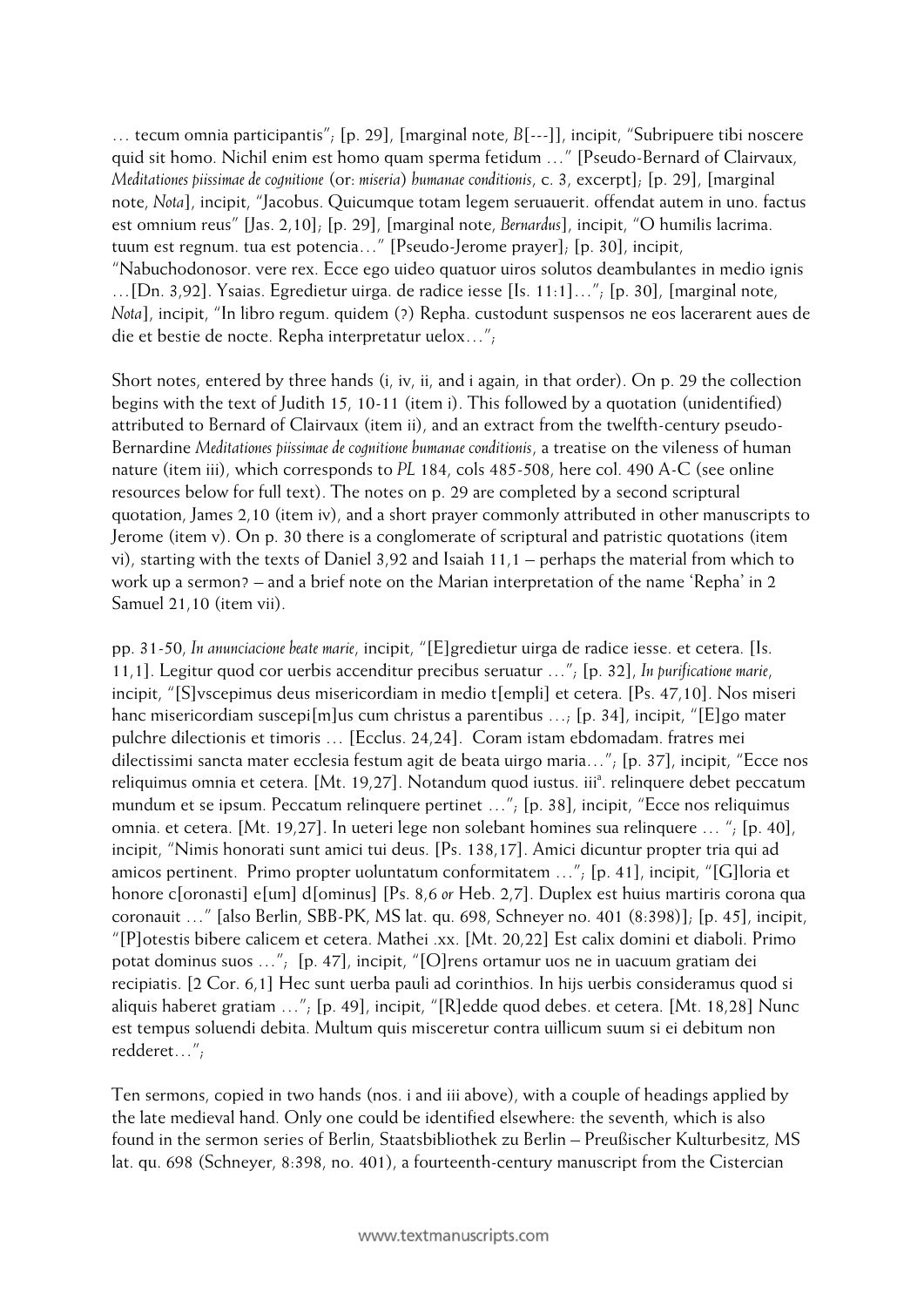… tecum omnia participantis"; [p. 29], [marginal note, *B*[---]], incipit, "Subripuere tibi noscere quid sit homo. Nichil enim est homo quam sperma fetidum …" [Pseudo-Bernard of Clairvaux, *Meditationes piissimae de cognitione* (or: *miseria*) *humanae conditionis*, c. 3, excerpt]; [p. 29], [marginal note, *Nota*], incipit, "Jacobus. Quicumque totam legem seruauerit. offendat autem in uno. factus est omnium reus" [Jas. 2,10]; [p. 29], [marginal note, *Bernardus*], incipit, "O humilis lacrima. tuum est regnum. tua est potencia…" [Pseudo-Jerome prayer]; [p. 30], incipit, "Nabuchodonosor. vere rex. Ecce ego uideo quatuor uiros solutos deambulantes in medio ignis …[Dn. 3,92]. Ysaias. Egredietur uirga. de radice iesse [Is. 11:1]…"; [p. 30], [marginal note, *Nota*], incipit, "In libro regum. quidem (?) Repha. custodunt suspensos ne eos lacerarent aues de die et bestie de nocte. Repha interpretatur uelox…";

Short notes, entered by three hands (i, iv, ii, and i again, in that order). On p. 29 the collection begins with the text of Judith 15, 10-11 (item i). This followed by a quotation (unidentified) attributed to Bernard of Clairvaux (item ii), and an extract from the twelfth-century pseudo-Bernardine *Meditationes piissimae de cognitione humanae conditionis*, a treatise on the vileness of human nature (item iii), which corresponds to *PL* 184, cols 485-508, here col. 490 A-C (see online resources below for full text). The notes on p. 29 are completed by a second scriptural quotation, James 2,10 (item iv), and a short prayer commonly attributed in other manuscripts to Jerome (item v). On p. 30 there is a conglomerate of scriptural and patristic quotations (item vi), starting with the texts of Daniel 3,92 and Isaiah 11,1 – perhaps the material from which to work up a sermon? – and a brief note on the Marian interpretation of the name 'Repha' in 2 Samuel 21,10 (item vii).

pp. 31-50, *In anunciacione beate marie*, incipit, "[E]gredietur uirga de radice iesse. et cetera. [Is. 11,1]. Legitur quod cor uerbis accenditur precibus seruatur …"; [p. 32], *In purificatione marie*, incipit, "[S]vscepimus deus misericordiam in medio t[empli] et cetera. [Ps. 47,10]. Nos miseri hanc misericordiam suscepi[m]us cum christus a parentibus …; [p. 34], incipit, "[E]go mater pulchre dilectionis et timoris … [Ecclus. 24,24]. Coram istam ebdomadam. fratres mei dilectissimi sancta mater ecclesia festum agit de beata uirgo maria…"; [p. 37], incipit, "Ecce nos reliquimus omnia et cetera. [Mt. 19,27]. Notandum quod iustus. iii[a]. relinquere debet peccatum mundum et se ipsum. Peccatum relinquere pertinet …"; [p. 38], incipit, "Ecce nos reliquimus omnia. et cetera. [Mt. 19,27]. In ueteri lege non solebant homines sua relinquere … "; [p. 40], incipit, "Nimis honorati sunt amici tui deus. [Ps. 138,17]. Amici dicuntur propter tria qui ad amicos pertinent. Primo propter uoluntatum conformitatem …"; [p. 41], incipit, "[G]loria et honore c[oronasti] e[um] d[ominus] [Ps. 8,6 *or* Heb. 2,7]. Duplex est huius martiris corona qua coronauit …" [also Berlin, SBB-PK, MS lat. qu. 698, Schneyer no. 401 (8:398)]; [p. 45], incipit, "[P]otestis bibere calicem et cetera. Mathei .xx. [Mt. 20,22] Est calix domini et diaboli. Primo potat dominus suos …"; [p. 47], incipit, "[O]rens ortamur uos ne in uacuum gratiam dei recipiatis. [2 Cor. 6,1] Hec sunt uerba pauli ad corinthios. In hijs uerbis consideramus quod si aliquis haberet gratiam …"; [p. 49], incipit, "[R]edde quod debes. et cetera. [Mt. 18,28] Nunc est tempus soluendi debita. Multum quis misceretur contra uillicum suum si ei debitum non redderet…";

Ten sermons, copied in two hands (nos. i and iii above), with a couple of headings applied by the late medieval hand. Only one could be identified elsewhere: the seventh, which is also found in the sermon series of Berlin, Staatsbibliothek zu Berlin – Preußischer Kulturbesitz, MS lat. qu. 698 (Schneyer, 8:398, no. 401), a fourteenth-century manuscript from the Cistercian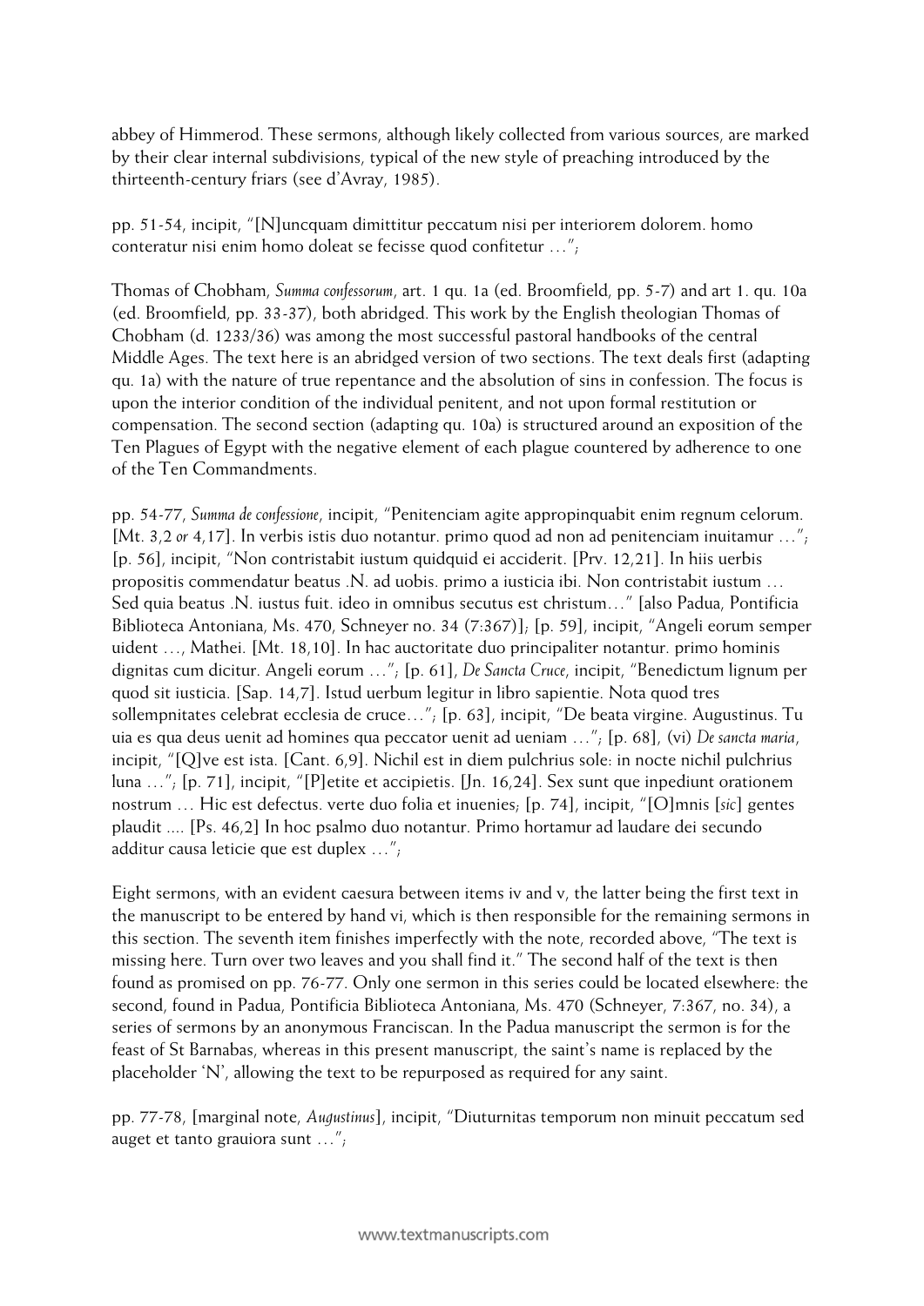abbey of Himmerod. These sermons, although likely collected from various sources, are marked by their clear internal subdivisions, typical of the new style of preaching introduced by the thirteenth-century friars (see d'Avray, 1985).

pp. 51-54, incipit, "[N]uncquam dimittitur peccatum nisi per interiorem dolorem. homo conteratur nisi enim homo doleat se fecisse quod confitetur …";

Thomas of Chobham, *Summa confessorum*, art. 1 qu. 1a (ed. Broomfield, pp. 5-7) and art 1. qu. 10a (ed. Broomfield, pp. 33-37), both abridged. This work by the English theologian Thomas of Chobham (d. 1233/36) was among the most successful pastoral handbooks of the central Middle Ages. The text here is an abridged version of two sections. The text deals first (adapting qu. 1a) with the nature of true repentance and the absolution of sins in confession. The focus is upon the interior condition of the individual penitent, and not upon formal restitution or compensation. The second section (adapting qu. 10a) is structured around an exposition of the Ten Plagues of Egypt with the negative element of each plague countered by adherence to one of the Ten Commandments.

pp. 54-77, *Summa de confessione*, incipit, "Penitenciam agite appropinquabit enim regnum celorum. [Mt. 3,2 *or* 4,17]. In verbis istis duo notantur. primo quod ad non ad penitenciam inuitamur …"; [p. 56], incipit, "Non contristabit iustum quidquid ei acciderit. [Prv. 12,21]. In hiis uerbis propositis commendatur beatus .N. ad uobis. primo a iusticia ibi. Non contristabit iustum … Sed quia beatus .N. iustus fuit. ideo in omnibus secutus est christum…" [also Padua, Pontificia Biblioteca Antoniana, Ms. 470, Schneyer no. 34 (7:367)]; [p. 59], incipit, "Angeli eorum semper uident …, Mathei. [Mt. 18,10]. In hac auctoritate duo principaliter notantur. primo hominis dignitas cum dicitur. Angeli eorum …"; [p. 61], *De Sancta Cruce*, incipit, "Benedictum lignum per quod sit iusticia. [Sap. 14,7]. Istud uerbum legitur in libro sapientie. Nota quod tres sollempnitates celebrat ecclesia de cruce…"; [p. 63], incipit, "De beata virgine. Augustinus. Tu uia es qua deus uenit ad homines qua peccator uenit ad ueniam …"; [p. 68], (vi) *De sancta maria*, incipit, "[Q]ve est ista. [Cant. 6,9]. Nichil est in diem pulchrius sole: in nocte nichil pulchrius luna …"; [p. 71], incipit, "[P]etite et accipietis. [Jn. 16,24]. Sex sunt que inpediunt orationem nostrum … Hic est defectus. verte duo folia et inuenies; [p. 74], incipit, "[O]mnis [*sic*] gentes plaudit .... [Ps. 46,2] In hoc psalmo duo notantur. Primo hortamur ad laudare dei secundo additur causa leticie que est duplex …";

Eight sermons, with an evident caesura between items iv and v, the latter being the first text in the manuscript to be entered by hand vi, which is then responsible for the remaining sermons in this section. The seventh item finishes imperfectly with the note, recorded above, "The text is missing here. Turn over two leaves and you shall find it." The second half of the text is then found as promised on pp. 76-77. Only one sermon in this series could be located elsewhere: the second, found in Padua, Pontificia Biblioteca Antoniana, Ms. 470 (Schneyer, 7:367, no. 34), a series of sermons by an anonymous Franciscan. In the Padua manuscript the sermon is for the feast of St Barnabas, whereas in this present manuscript, the saint's name is replaced by the placeholder 'N', allowing the text to be repurposed as required for any saint.

pp. 77-78, [marginal note, *Augustinus*], incipit, "Diuturnitas temporum non minuit peccatum sed auget et tanto grauiora sunt …";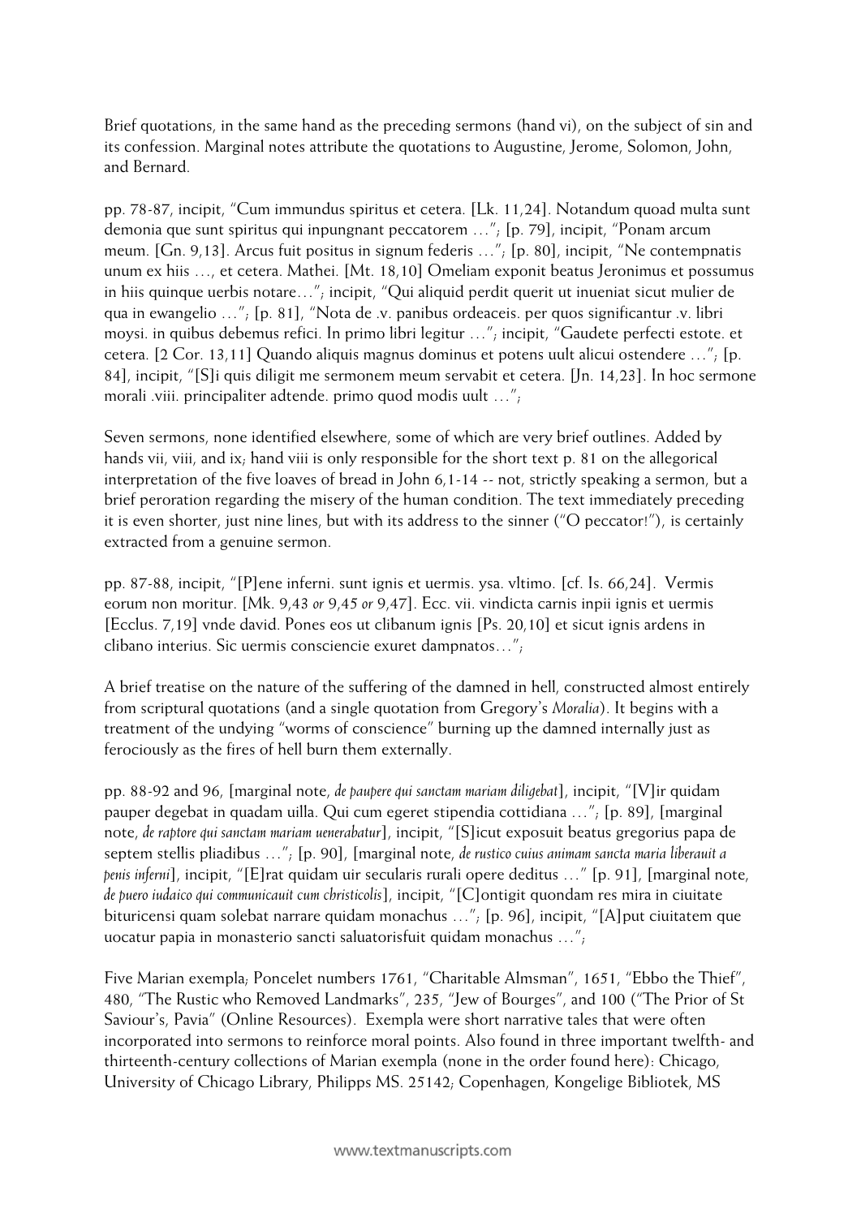Brief quotations, in the same hand as the preceding sermons (hand vi), on the subject of sin and its confession. Marginal notes attribute the quotations to Augustine, Jerome, Solomon, John, and Bernard.

pp. 78-87, incipit, "Cum immundus spiritus et cetera. [Lk. 11,24]. Notandum quoad multa sunt demonia que sunt spiritus qui inpungnant peccatorem …"; [p. 79], incipit, "Ponam arcum meum. [Gn. 9,13]. Arcus fuit positus in signum federis …"; [p. 80], incipit, "Ne contempnatis unum ex hiis …, et cetera. Mathei. [Mt. 18,10] Omeliam exponit beatus Jeronimus et possumus in hiis quinque uerbis notare…"; incipit, "Qui aliquid perdit querit ut inueniat sicut mulier de qua in ewangelio …"; [p. 81], "Nota de .v. panibus ordeaceis. per quos significantur .v. libri moysi. in quibus debemus refici. In primo libri legitur …"; incipit, "Gaudete perfecti estote. et cetera. [2 Cor. 13,11] Quando aliquis magnus dominus et potens uult alicui ostendere …"; [p. 84], incipit, "[S]i quis diligit me sermonem meum servabit et cetera. [Jn. 14,23]. In hoc sermone morali .viii. principaliter adtende. primo quod modis uult …";

Seven sermons, none identified elsewhere, some of which are very brief outlines. Added by hands vii, viii, and ix; hand viii is only responsible for the short text p. 81 on the allegorical interpretation of the five loaves of bread in John 6,1-14 -- not, strictly speaking a sermon, but a brief peroration regarding the misery of the human condition. The text immediately preceding it is even shorter, just nine lines, but with its address to the sinner ("O peccator!"), is certainly extracted from a genuine sermon.

pp. 87-88, incipit, "[P]ene inferni. sunt ignis et uermis. ysa. vltimo. [cf. Is. 66,24]. Vermis eorum non moritur. [Mk. 9,43 *or* 9,45 *or* 9,47]. Ecc. vii. vindicta carnis inpii ignis et uermis [Ecclus. 7,19] vnde david. Pones eos ut clibanum ignis [Ps. 20,10] et sicut ignis ardens in clibano interius. Sic uermis consciencie exuret dampnatos…";

A brief treatise on the nature of the suffering of the damned in hell, constructed almost entirely from scriptural quotations (and a single quotation from Gregory's *Moralia*). It begins with a treatment of the undying "worms of conscience" burning up the damned internally just as ferociously as the fires of hell burn them externally.

pp. 88-92 and 96, [marginal note, *de paupere qui sanctam mariam diligebat*], incipit, "[V]ir quidam pauper degebat in quadam uilla. Qui cum egeret stipendia cottidiana …"; [p. 89], [marginal note, *de raptore qui sanctam mariam uenerabatur*], incipit, "[S]icut exposuit beatus gregorius papa de septem stellis pliadibus …"; [p. 90], [marginal note, *de rustico cuius animam sancta maria liberauit a penis inferni*], incipit, "[E]rat quidam uir secularis rurali opere deditus …" [p. 91], [marginal note, *de puero iudaico qui communicauit cum christicolis*], incipit, "[C]ontigit quondam res mira in ciuitate bituricensi quam solebat narrare quidam monachus …"; [p. 96], incipit, "[A]put ciuitatem que uocatur papia in monasterio sancti saluatorisfuit quidam monachus …";

Five Marian exempla; Poncelet numbers 1761, "Charitable Almsman", 1651, "Ebbo the Thief", 480, "The Rustic who Removed Landmarks", 235, "Jew of Bourges", and 100 ("The Prior of St Saviour's, Pavia" (Online Resources). Exempla were short narrative tales that were often incorporated into sermons to reinforce moral points. Also found in three important twelfth- and thirteenth-century collections of Marian exempla (none in the order found here): Chicago, University of Chicago Library, Philipps MS. 25142; Copenhagen, Kongelige Bibliotek, MS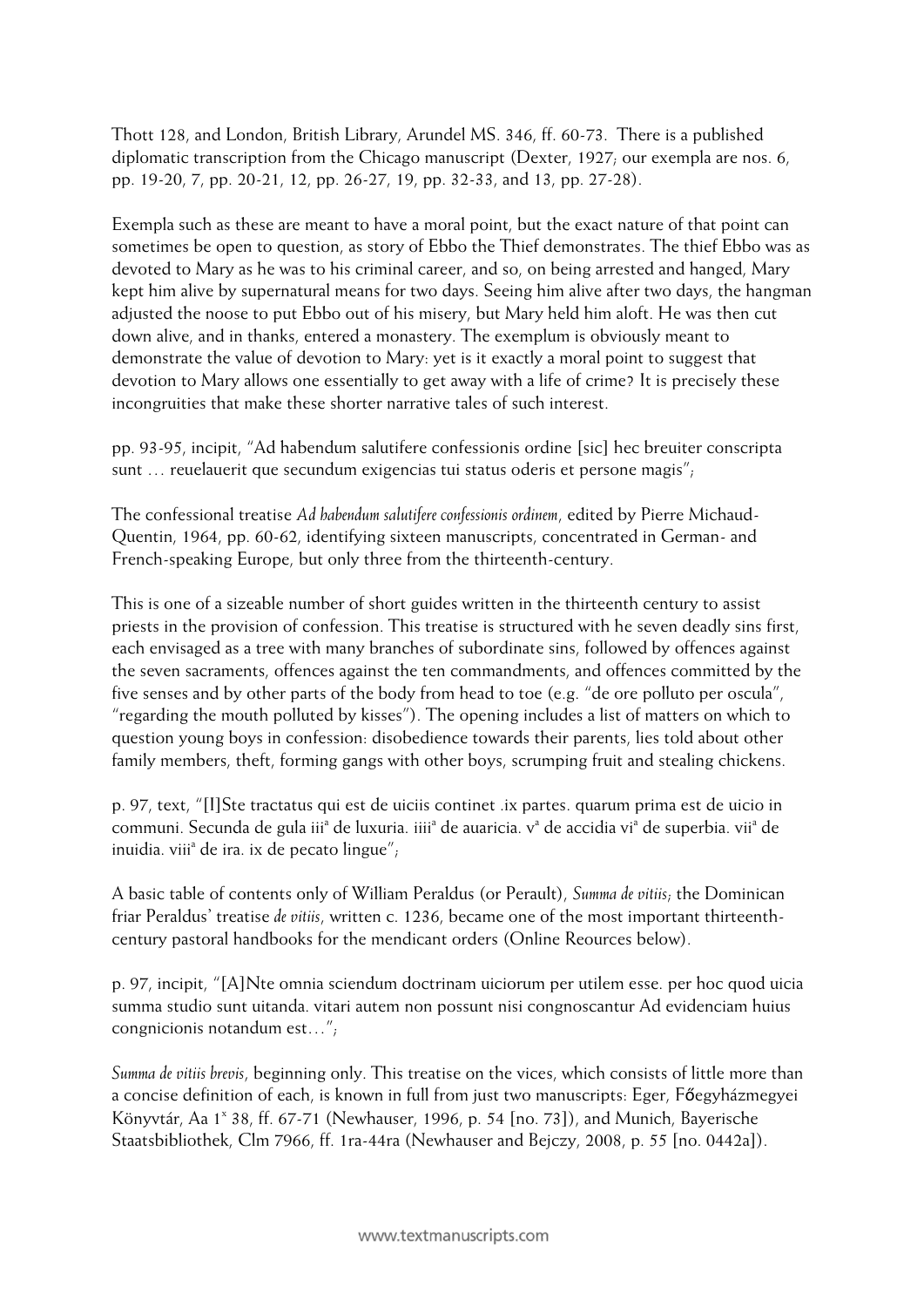Thott 128, and London, British Library, Arundel MS. 346, ff. 60-73. There is a published diplomatic transcription from the Chicago manuscript (Dexter, 1927; our exempla are nos. 6, pp. 19-20, 7, pp. 20-21, 12, pp. 26-27, 19, pp. 32-33, and 13, pp. 27-28).

Exempla such as these are meant to have a moral point, but the exact nature of that point can sometimes be open to question, as story of Ebbo the Thief demonstrates. The thief Ebbo was as devoted to Mary as he was to his criminal career, and so, on being arrested and hanged, Mary kept him alive by supernatural means for two days. Seeing him alive after two days, the hangman adjusted the noose to put Ebbo out of his misery, but Mary held him aloft. He was then cut down alive, and in thanks, entered a monastery. The exemplum is obviously meant to demonstrate the value of devotion to Mary: yet is it exactly a moral point to suggest that devotion to Mary allows one essentially to get away with a life of crime? It is precisely these incongruities that make these shorter narrative tales of such interest.

pp. 93-95, incipit, "Ad habendum salutifere confessionis ordine [sic] hec breuiter conscripta sunt … reuelauerit que secundum exigencias tui status oderis et persone magis";

The confessional treatise *Ad habendum salutifere confessionis ordinem*, edited by Pierre Michaud-Quentin, 1964, pp. 60-62, identifying sixteen manuscripts, concentrated in German- and French-speaking Europe, but only three from the thirteenth-century.

This is one of a sizeable number of short guides written in the thirteenth century to assist priests in the provision of confession. This treatise is structured with he seven deadly sins first, each envisaged as a tree with many branches of subordinate sins, followed by offences against the seven sacraments, offences against the ten commandments, and offences committed by the five senses and by other parts of the body from head to toe (e.g. "de ore polluto per oscula", "regarding the mouth polluted by kisses"). The opening includes a list of matters on which to question young boys in confession: disobedience towards their parents, lies told about other family members, theft, forming gangs with other boys, scrumping fruit and stealing chickens.

p. 97, text, "[I]Ste tractatus qui est de uiciis continet .ix partes. quarum prima est de uicio in communi. Secunda de gula iii[a] de luxuria. iiii[a] de auaricia. v[a] de accidia vi[a] de superbia. vii[a] de inuidia. viii[a] de ira. ix de pecato lingue";

A basic table of contents only of William Peraldus (or Perault), *Summa de vitiis*; the Dominican friar Peraldus' treatise *de vitiis*, written c. 1236, became one of the most important thirteenth-century pastoral handbooks for the mendicant orders (Online Reources below).

p. 97, incipit, "[A]Nte omnia sciendum doctrinam uiciorum per utilem esse. per hoc quod uicia summa studio sunt uitanda. vitari autem non possunt nisi congnoscantur Ad evidenciam huius congnicionis notandum est…";

*Summa de vitiis brevis*, beginning only. This treatise on the vices, which consists of little more than a concise definition of each, is known in full from just two manuscripts: Eger, Főegyházmegyei Könyvtár, Aa 1[x] 38, ff. 67-71 (Newhauser, 1996, p. 54 [no. 73]), and Munich, Bayerische Staatsbibliothek, Clm 7966, ff. 1ra-44ra (Newhauser and Bejczy, 2008, p. 55 [no. 0442a]).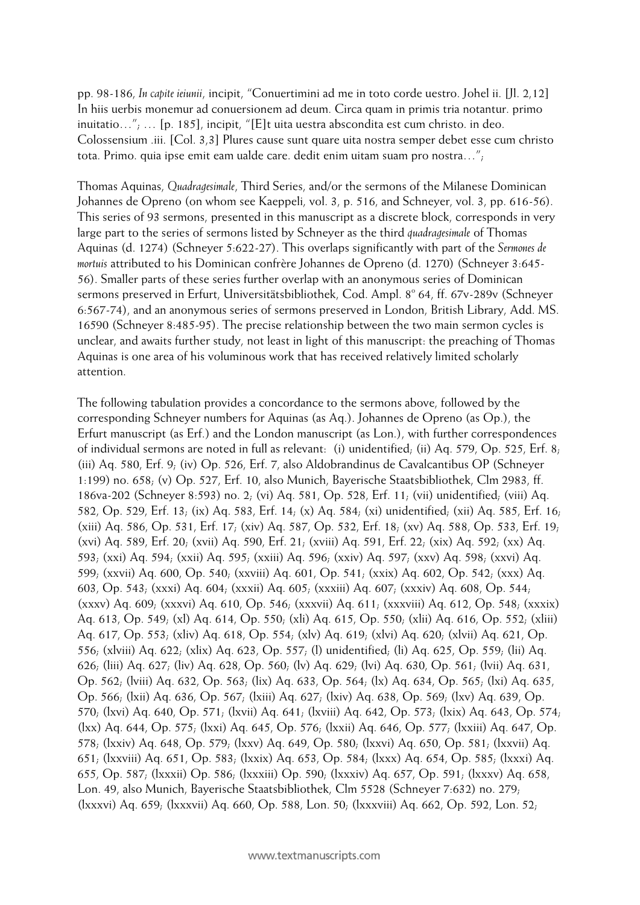pp. 98-186, *In capite ieiunii*, incipit, "Conuertimini ad me in toto corde uestro. Johel ii. [Jl. 2,12] In hiis uerbis monemur ad conuersionem ad deum. Circa quam in primis tria notantur. primo inuitatio…"; … [p. 185], incipit, "[E]t uita uestra abscondita est cum christo. in deo. Colossensium .iii. [Col. 3,3] Plures cause sunt quare uita nostra semper debet esse cum christo tota. Primo. quia ipse emit eam ualde care. dedit enim uitam suam pro nostra…";

Thomas Aquinas, *Quadragesimale*, Third Series, and/or the sermons of the Milanese Dominican Johannes de Opreno (on whom see Kaeppeli, vol. 3, p. 516, and Schneyer, vol. 3, pp. 616-56). This series of 93 sermons, presented in this manuscript as a discrete block, corresponds in very large part to the series of sermons listed by Schneyer as the third *quadragesimale* of Thomas Aquinas (d. 1274) (Schneyer 5:622-27). This overlaps significantly with part of the *Sermones de mortuis* attributed to his Dominican confrère Johannes de Opreno (d. 1270) (Schneyer 3:645-56). Smaller parts of these series further overlap with an anonymous series of Dominican sermons preserved in Erfurt, Universitätsbibliothek, Cod. Ampl. 8° 64, ff. 67v-289v (Schneyer 6:567-74), and an anonymous series of sermons preserved in London, British Library, Add. MS. 16590 (Schneyer 8:485-95). The precise relationship between the two main sermon cycles is unclear, and awaits further study, not least in light of this manuscript: the preaching of Thomas Aquinas is one area of his voluminous work that has received relatively limited scholarly attention.

The following tabulation provides a concordance to the sermons above, followed by the corresponding Schneyer numbers for Aquinas (as Aq.). Johannes de Opreno (as Op.), the Erfurt manuscript (as Erf.) and the London manuscript (as Lon.), with further correspondences of individual sermons are noted in full as relevant: (i) unidentified; (ii) Aq. 579, Op. 525, Erf. 8; (iii) Aq. 580, Erf. 9; (iv) Op. 526, Erf. 7, also Aldobrandinus de Cavalcantibus OP (Schneyer 1:199) no. 658; (v) Op. 527, Erf. 10, also Munich, Bayerische Staatsbibliothek, Clm 2983, ff. 186va-202 (Schneyer 8:593) no. 2; (vi) Aq. 581, Op. 528, Erf. 11; (vii) unidentified; (viii) Aq. 582, Op. 529, Erf. 13; (ix) Aq. 583, Erf. 14; (x) Aq. 584; (xi) unidentified; (xii) Aq. 585, Erf. 16; (xiii) Aq. 586, Op. 531, Erf. 17; (xiv) Aq. 587, Op. 532, Erf. 18; (xv) Aq. 588, Op. 533, Erf. 19; (xvi) Aq. 589, Erf. 20; (xvii) Aq. 590, Erf. 21; (xviii) Aq. 591, Erf. 22; (xix) Aq. 592; (xx) Aq. 593; (xxi) Aq. 594; (xxii) Aq. 595; (xxiii) Aq. 596; (xxiv) Aq. 597; (xxv) Aq. 598; (xxvi) Aq. 599; (xxvii) Aq. 600, Op. 540; (xxviii) Aq. 601, Op. 541; (xxix) Aq. 602, Op. 542; (xxx) Aq. 603, Op. 543; (xxxi) Aq. 604; (xxxii) Aq. 605; (xxxiii) Aq. 607; (xxxiv) Aq. 608, Op. 544; (xxxv) Aq. 609; (xxxvi) Aq. 610, Op. 546; (xxxvii) Aq. 611; (xxxviii) Aq. 612, Op. 548; (xxxix) Aq. 613, Op. 549; (xl) Aq. 614, Op. 550; (xli) Aq. 615, Op. 550; (xlii) Aq. 616, Op. 552; (xliii) Aq. 617, Op. 553; (xliv) Aq. 618, Op. 554; (xlv) Aq. 619; (xlvi) Aq. 620; (xlvii) Aq. 621, Op. 556; (xlviii) Aq. 622; (xlix) Aq. 623, Op. 557; (l) unidentified; (li) Aq. 625, Op. 559; (lii) Aq. 626; (liii) Aq. 627; (liv) Aq. 628, Op. 560; (lv) Aq. 629; (lvi) Aq. 630, Op. 561; (lvii) Aq. 631, Op. 562; (lviii) Aq. 632, Op. 563; (lix) Aq. 633, Op. 564; (lx) Aq. 634, Op. 565; (lxi) Aq. 635, Op. 566; (lxii) Aq. 636, Op. 567; (lxiii) Aq. 627; (lxiv) Aq. 638, Op. 569; (lxv) Aq. 639, Op. 570; (lxvi) Aq. 640, Op. 571; (lxvii) Aq. 641; (lxviii) Aq. 642, Op. 573; (lxix) Aq. 643, Op. 574; (lxx) Aq. 644, Op. 575; (lxxi) Aq. 645, Op. 576; (lxxii) Aq. 646, Op. 577; (lxxiii) Aq. 647, Op. 578; (lxxiv) Aq. 648, Op. 579; (lxxv) Aq. 649, Op. 580; (lxxvi) Aq. 650, Op. 581; (lxxvii) Aq. 651; (lxxviii) Aq. 651, Op. 583; (lxxix) Aq. 653, Op. 584; (lxxx) Aq. 654, Op. 585; (lxxxi) Aq. 655, Op. 587; (lxxxii) Op. 586; (lxxxiii) Op. 590; (lxxxiv) Aq. 657, Op. 591; (lxxxv) Aq. 658, Lon. 49, also Munich, Bayerische Staatsbibliothek, Clm 5528 (Schneyer 7:632) no. 279; (lxxxvi) Aq. 659; (lxxxvii) Aq. 660, Op. 588, Lon. 50; (lxxxviii) Aq. 662, Op. 592, Lon. 52;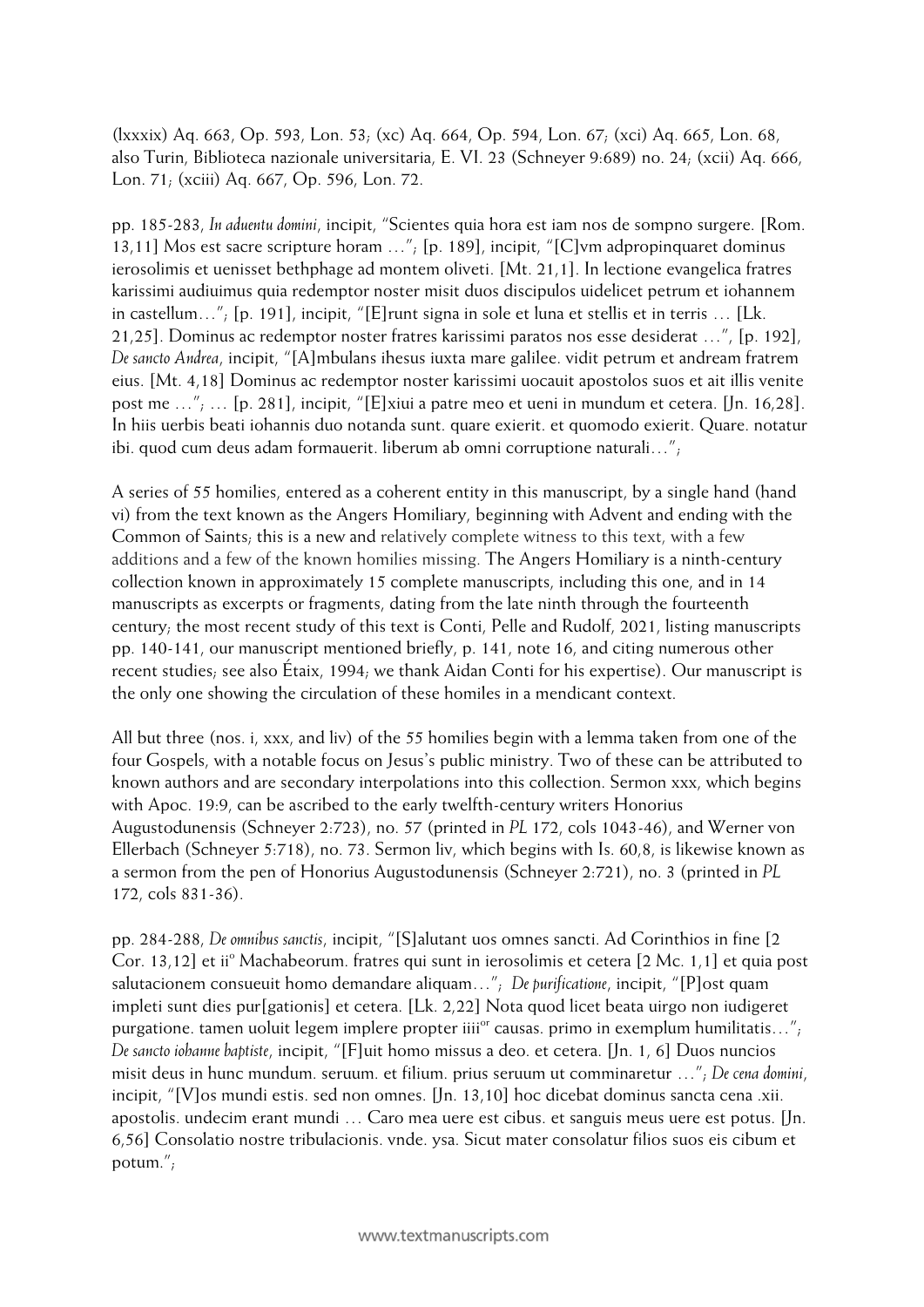(lxxxix) Aq. 663, Op. 593, Lon. 53; (xc) Aq. 664, Op. 594, Lon. 67; (xci) Aq. 665, Lon. 68, also Turin, Biblioteca nazionale universitaria, E. VI. 23 (Schneyer 9:689) no. 24; (xcii) Aq. 666, Lon. 71; (xciii) Aq. 667, Op. 596, Lon. 72.

pp. 185-283, *In aduentu domini*, incipit, "Scientes quia hora est iam nos de sompno surgere. [Rom. 13,11] Mos est sacre scripture horam …"; [p. 189], incipit, "[C]vm adpropinquaret dominus ierosolimis et uenisset bethphage ad montem oliveti. [Mt. 21,1]. In lectione evangelica fratres karissimi audiuimus quia redemptor noster misit duos discipulos uidelicet petrum et iohannem in castellum…"; [p. 191], incipit, "[E]runt signa in sole et luna et stellis et in terris … [Lk. 21,25]. Dominus ac redemptor noster fratres karissimi paratos nos esse desiderat …", [p. 192], *De sancto Andrea*, incipit, "[A]mbulans ihesus iuxta mare galilee. vidit petrum et andream fratrem eius. [Mt. 4,18] Dominus ac redemptor noster karissimi uocauit apostolos suos et ait illis venite post me …"; … [p. 281], incipit, "[E]xiui a patre meo et ueni in mundum et cetera. [Jn. 16,28]. In hiis uerbis beati iohannis duo notanda sunt. quare exierit. et quomodo exierit. Quare. notatur ibi. quod cum deus adam formauerit. liberum ab omni corruptione naturali…";

A series of 55 homilies, entered as a coherent entity in this manuscript, by a single hand (hand vi) from the text known as the Angers Homiliary, beginning with Advent and ending with the Common of Saints; this is a new and relatively complete witness to this text, with a few additions and a few of the known homilies missing. The Angers Homiliary is a ninth-century collection known in approximately 15 complete manuscripts, including this one, and in 14 manuscripts as excerpts or fragments, dating from the late ninth through the fourteenth century; the most recent study of this text is Conti, Pelle and Rudolf, 2021, listing manuscripts pp. 140-141, our manuscript mentioned briefly, p. 141, note 16, and citing numerous other recent studies; see also Étaix, 1994; we thank Aidan Conti for his expertise). Our manuscript is the only one showing the circulation of these homiles in a mendicant context.

All but three (nos. i, xxx, and liv) of the 55 homilies begin with a lemma taken from one of the four Gospels, with a notable focus on Jesus's public ministry. Two of these can be attributed to known authors and are secondary interpolations into this collection. Sermon xxx, which begins with Apoc. 19:9, can be ascribed to the early twelfth-century writers Honorius Augustodunensis (Schneyer 2:723), no. 57 (printed in *PL* 172, cols 1043-46), and Werner von Ellerbach (Schneyer 5:718), no. 73. Sermon liv, which begins with Is. 60,8, is likewise known as a sermon from the pen of Honorius Augustodunensis (Schneyer 2:721), no. 3 (printed in *PL* 172, cols 831-36).

pp. 284-288, *De omnibus sanctis*, incipit, "[S]alutant uos omnes sancti. Ad Corinthios in fine [2 Cor. 13,12] et ii[o] Machabeorum. fratres qui sunt in ierosolimis et cetera [2 Mc. 1,1] et quia post salutacionem consueuit homo demandare aliquam…"; *De purificatione*, incipit, "[P]ost quam impleti sunt dies pur[gationis] et cetera. [Lk. 2,22] Nota quod licet beata uirgo non iudigeret purgatione. tamen uoluit legem implere propter iiii[or] causas. primo in exemplum humilitatis…"; *De sancto iohanne baptiste*, incipit, "[F]uit homo missus a deo. et cetera. [Jn. 1, 6] Duos nuncios misit deus in hunc mundum. seruum. et filium. prius seruum ut comminaretur …"; *De cena domini*, incipit, "[V]os mundi estis. sed non omnes. [Jn. 13,10] hoc dicebat dominus sancta cena .xii. apostolis. undecim erant mundi … Caro mea uere est cibus. et sanguis meus uere est potus. [Jn. 6,56] Consolatio nostre tribulacionis. vnde. ysa. Sicut mater consolatur filios suos eis cibum et potum.";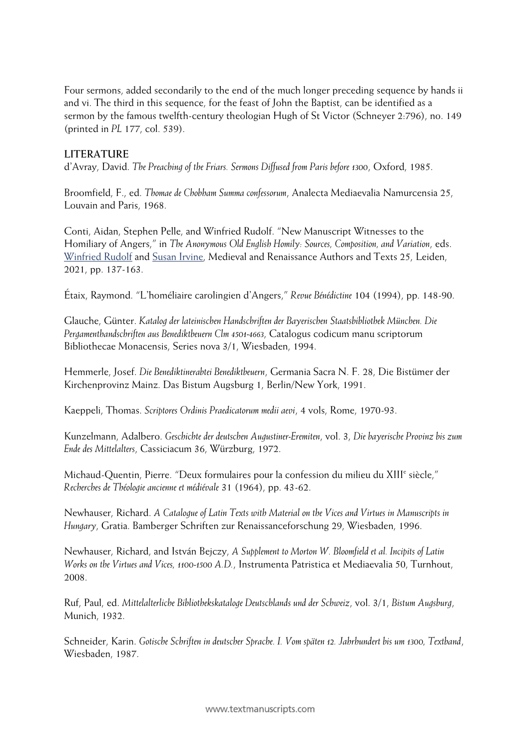Four sermons, added secondarily to the end of the much longer preceding sequence by hands ii and vi. The third in this sequence, for the feast of John the Baptist, can be identified as a sermon by the famous twelfth-century theologian Hugh of St Victor (Schneyer 2:796), no. 149 (printed in *PL* 177, col. 539).

**LITERATURE**

d'Avray, David. *The Preaching of the Friars. Sermons Diffused from Paris before 1300*, Oxford, 1985.

Broomfield, F., ed. *Thomae de Chobham Summa confessorum*, Analecta Mediaevalia Namurcensia 25, Louvain and Paris, 1968.

Conti, Aidan, Stephen Pelle, and Winfried Rudolf. "New Manuscript Witnesses to the Homiliary of Angers," in *The Anonymous Old English Homily: Sources, Composition, and Variation*, eds. Winfried Rudolf and Susan Irvine, Medieval and Renaissance Authors and Texts 25, Leiden, 2021, pp. 137-163.

Étaix, Raymond. "L'homéliaire carolingien d'Angers," *Revue Bénédictine* 104 (1994), pp. 148-90.

Glauche, Günter. *Katalog der lateinischen Handschriften der Bayerischen Staatsbibliothek München. Die Pergamenthandschriften aus Benediktbeuern Clm 4501-4663*, Catalogus codicum manu scriptorum Bibliothecae Monacensis, Series nova 3/1, Wiesbaden, 1994.

Hemmerle, Josef. *Die Benediktinerabtei Benediktbeuern*, Germania Sacra N. F. 28, Die Bistümer der Kirchenprovinz Mainz. Das Bistum Augsburg 1, Berlin/New York, 1991.

Kaeppeli, Thomas. *Scriptores Ordinis Praedicatorum medii aevi*, 4 vols, Rome, 1970-93.

Kunzelmann, Adalbero. *Geschichte der deutschen Augustiner-Eremiten*, vol. 3, *Die bayerische Provinz bis zum Ende des Mittelalters*, Cassiciacum 36, Würzburg, 1972.

Michaud-Quentin, Pierre. "Deux formulaires pour la confession du milieu du XIII[e] siècle," *Recherches de Théologie ancienne et médiévale* 31 (1964), pp. 43-62.

Newhauser, Richard. *A Catalogue of Latin Texts with Material on the Vices and Virtues in Manuscripts in Hungary*, Gratia. Bamberger Schriften zur Renaissanceforschung 29, Wiesbaden, 1996.

Newhauser, Richard, and István Bejczy, *A Supplement to Morton W. Bloomfield et al. Incipits of Latin Works on the Virtues and Vices, 1100-1500 A.D.*, Instrumenta Patristica et Mediaevalia 50, Turnhout, 2008.

Ruf, Paul, ed. *Mittelalterliche Bibliothekskataloge Deutschlands und der Schweiz*, vol. 3/1, *Bistum Augsburg*, Munich, 1932.

Schneider, Karin. *Gotische Schriften in deutscher Sprache. I. Vom späten 12. Jahrhundert bis um 1300, Textband*, Wiesbaden, 1987.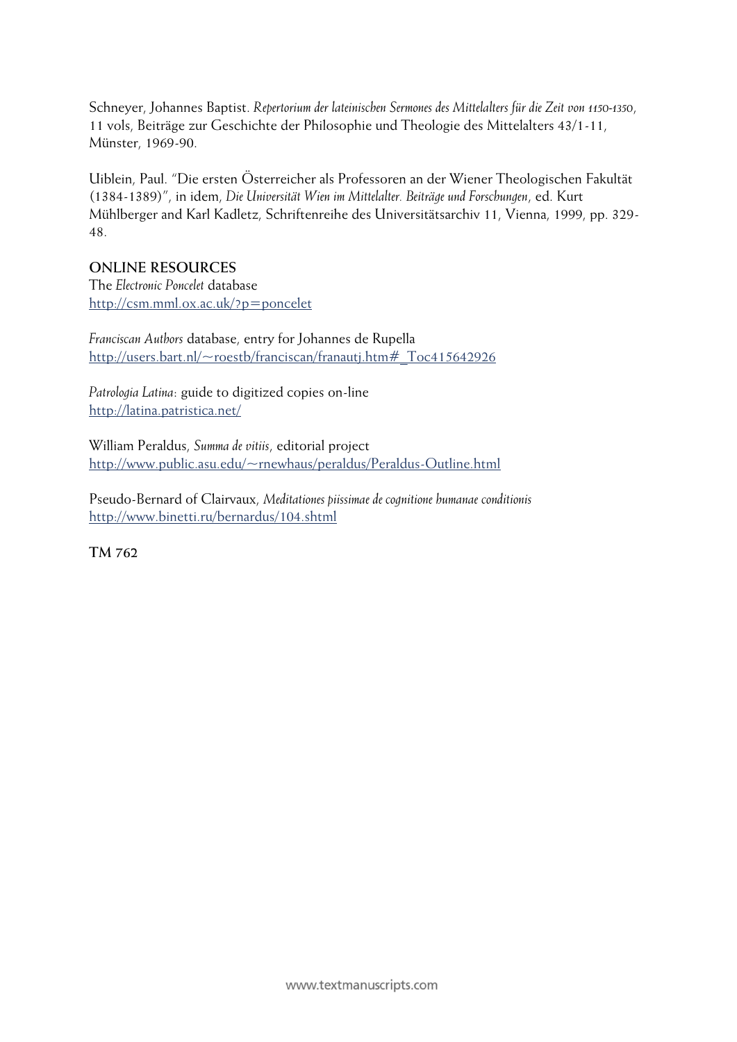Schneyer, Johannes Baptist. *Repertorium der lateinischen Sermones des Mittelalters für die Zeit von 1150-1350*, 11 vols, Beiträge zur Geschichte der Philosophie und Theologie des Mittelalters 43/1-11, Münster, 1969-90.

Uiblein, Paul. "Die ersten Österreicher als Professoren an der Wiener Theologischen Fakultät (1384-1389)", in idem, *Die Universität Wien im Mittelalter. Beiträge und Forschungen*, ed. Kurt Mühlberger and Karl Kadletz, Schriftenreihe des Universitätsarchiv 11, Vienna, 1999, pp. 329-48.

**ONLINE RESOURCES**

The *Electronic Poncelet* database
http://csm.mml.ox.ac.uk/?p=poncelet

*Franciscan Authors* database, entry for Johannes de Rupella
http://users.bart.nl/~roestb/franciscan/franautj.htm#_Toc415642926

*Patrologia Latina*: guide to digitized copies on-line
http://latina.patristica.net/

William Peraldus, *Summa de vitiis*, editorial project
http://www.public.asu.edu/~rnewhaus/peraldus/Peraldus-Outline.html

Pseudo-Bernard of Clairvaux, *Meditationes piissimae de cognitione humanae conditionis*
http://www.binetti.ru/bernardus/104.shtml

**TM 762**